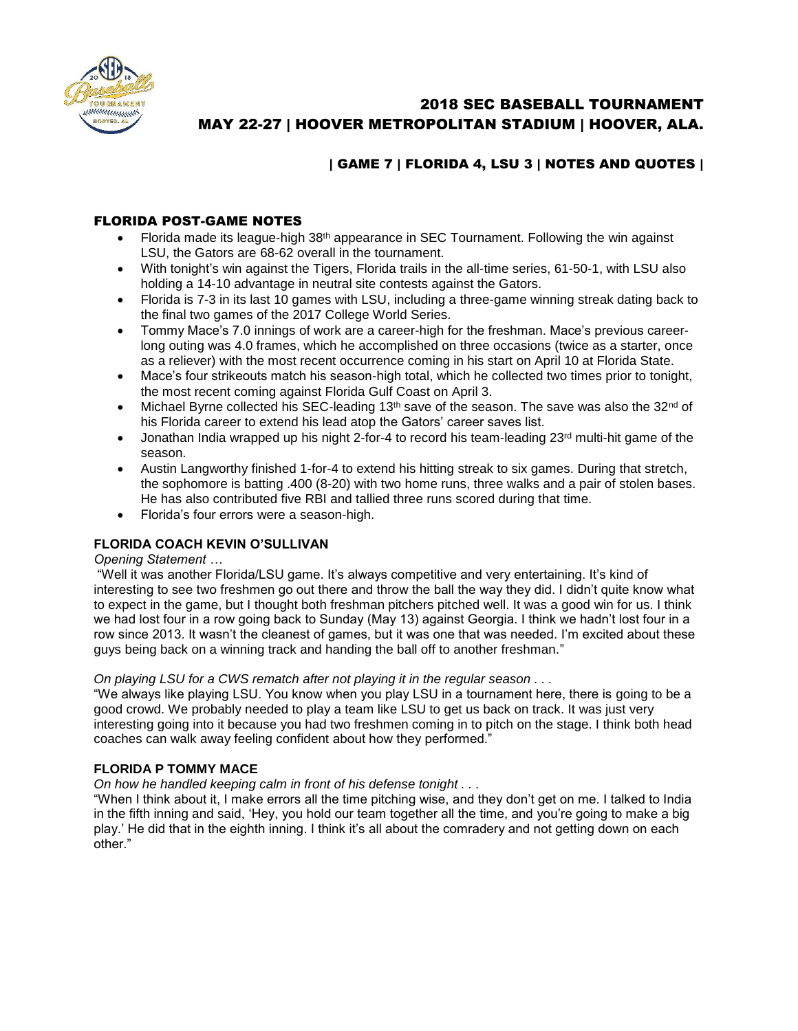# 2018 SEC BASEBALL TOURNAMENT
# MAY 22-27 | HOOVER METROPOLITAN STADIUM | HOOVER, ALA.

## | GAME 7 | FLORIDA 4, LSU 3 | NOTES AND QUOTES |

### FLORIDA POST-GAME NOTES

- Florida made its league-high 38th appearance in SEC Tournament. Following the win against LSU, the Gators are 68-62 overall in the tournament.
- With tonight's win against the Tigers, Florida trails in the all-time series, 61-50-1, with LSU also holding a 14-10 advantage in neutral site contests against the Gators.
- Florida is 7-3 in its last 10 games with LSU, including a three-game winning streak dating back to the final two games of the 2017 College World Series.
- Tommy Mace's 7.0 innings of work are a career-high for the freshman. Mace's previous career-long outing was 4.0 frames, which he accomplished on three occasions (twice as a starter, once as a reliever) with the most recent occurrence coming in his start on April 10 at Florida State.
- Mace's four strikeouts match his season-high total, which he collected two times prior to tonight, the most recent coming against Florida Gulf Coast on April 3.
- Michael Byrne collected his SEC-leading 13th save of the season. The save was also the 32nd of his Florida career to extend his lead atop the Gators' career saves list.
- Jonathan India wrapped up his night 2-for-4 to record his team-leading 23rd multi-hit game of the season.
- Austin Langworthy finished 1-for-4 to extend his hitting streak to six games. During that stretch, the sophomore is batting .400 (8-20) with two home runs, three walks and a pair of stolen bases. He has also contributed five RBI and tallied three runs scored during that time.
- Florida's four errors were a season-high.

**FLORIDA COACH KEVIN O'SULLIVAN**

*Opening Statement …*

"Well it was another Florida/LSU game. It's always competitive and very entertaining. It's kind of interesting to see two freshmen go out there and throw the ball the way they did. I didn't quite know what to expect in the game, but I thought both freshman pitchers pitched well. It was a good win for us. I think we had lost four in a row going back to Sunday (May 13) against Georgia. I think we hadn't lost four in a row since 2013. It wasn't the cleanest of games, but it was one that was needed. I'm excited about these guys being back on a winning track and handing the ball off to another freshman."

*On playing LSU for a CWS rematch after not playing it in the regular season . . .*

"We always like playing LSU. You know when you play LSU in a tournament here, there is going to be a good crowd. We probably needed to play a team like LSU to get us back on track. It was just very interesting going into it because you had two freshmen coming in to pitch on the stage. I think both head coaches can walk away feeling confident about how they performed."

**FLORIDA P TOMMY MACE**

*On how he handled keeping calm in front of his defense tonight . . .*

"When I think about it, I make errors all the time pitching wise, and they don't get on me. I talked to India in the fifth inning and said, 'Hey, you hold our team together all the time, and you're going to make a big play.' He did that in the eighth inning. I think it's all about the comradery and not getting down on each other."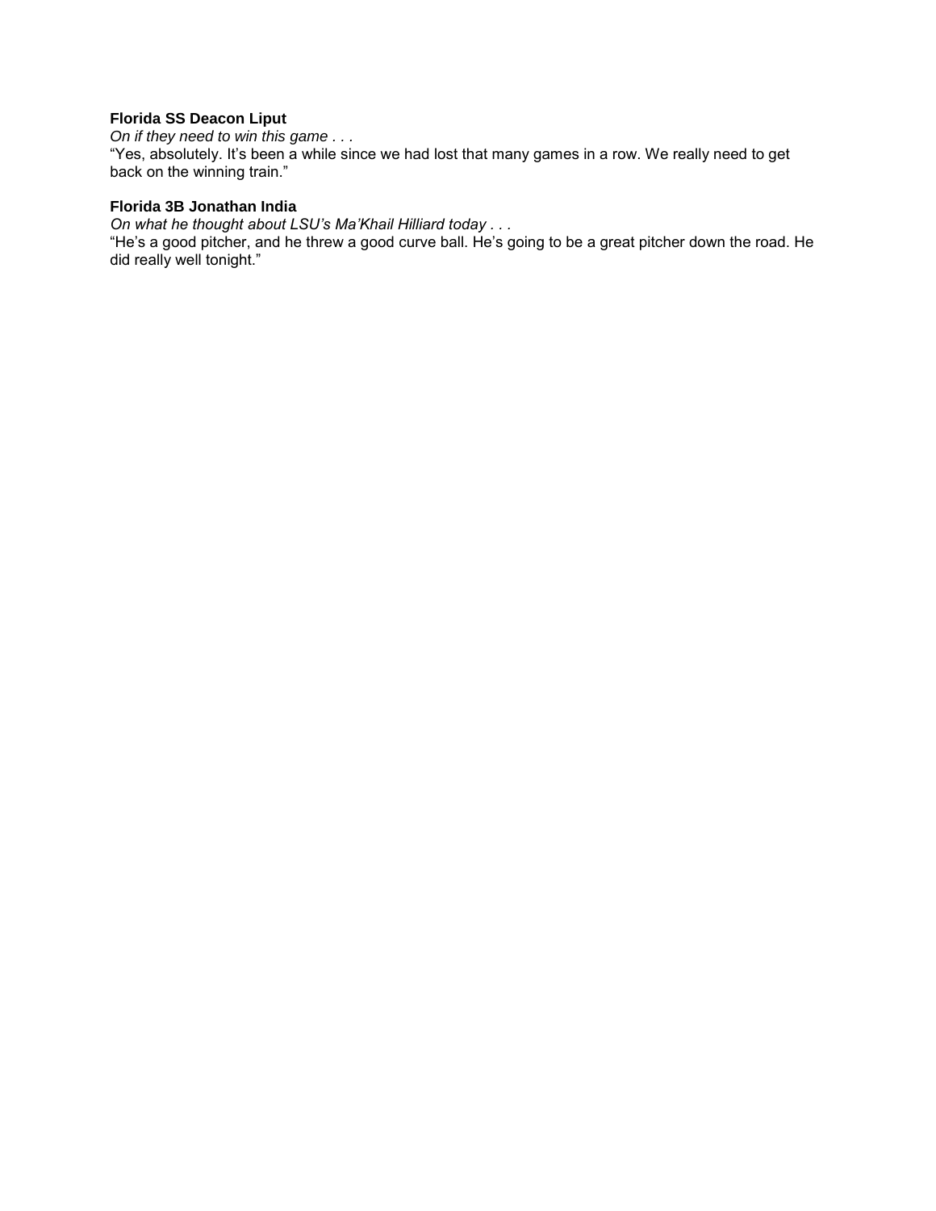**Florida SS Deacon Liput**

*On if they need to win this game . . .*

"Yes, absolutely. It's been a while since we had lost that many games in a row. We really need to get back on the winning train."

**Florida 3B Jonathan India**

*On what he thought about LSU's Ma'Khail Hilliard today . . .*

"He's a good pitcher, and he threw a good curve ball. He's going to be a great pitcher down the road. He did really well tonight."